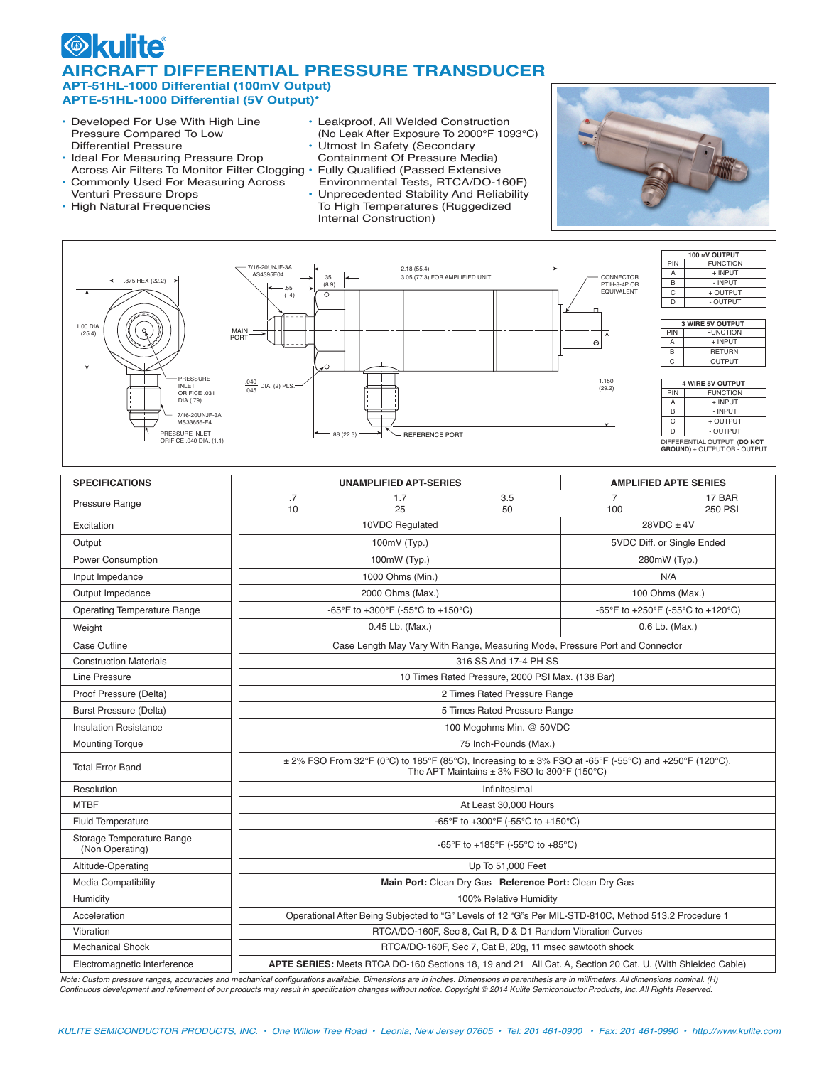# AIRCRAFT DIFFERENTIAL PRESSURE TRANSDUCER

### APT-51HL-1000 Differential (100mV Output)
### APTE-51HL-1000 Differential (5V Output)*

- Developed For Use With High Line Pressure Compared To Low Differential Pressure
- Ideal For Measuring Pressure Drop Across Air Filters To Monitor Filter Clogging
- Commonly Used For Measuring Across Venturi Pressure Drops
- High Natural Frequencies
- Leakproof, All Welded Construction (No Leak After Exposure To 2000°F 1093°C)
- Utmost In Safety (Secondary Containment Of Pressure Media)
- Fully Qualified (Passed Extensive Environmental Tests, RTCA/DO-160F)
- Unprecedented Stability And Reliability To High Temperatures (Ruggedized Internal Construction)

.875 HEX (22.2)
1.00 DIA. (25.4)
PRESSURE INLET ORIFICE .031 DIA.(.79)
7/16-20UNJF-3A MS33656-E4
PRESSURE INLET ORIFICE .040 DIA. (1.1)
7/16-20UNJF-3A AS4395E04
.35 (8.9)
.55 (14)
MAIN PORT
.040/.045 DIA. (2) PLS.
2.18 (55.4)
3.05 (77.3) FOR AMPLIFIED UNIT
.88 (22.3)
REFERENCE PORT
CONNECTOR PTIH-8-4P OR EQUIVALENT
1.150 (29.2)

| 100 mV OUTPUT | |
|---|---|
| PIN | FUNCTION |
| A | + INPUT |
| B | - INPUT |
| C | + OUTPUT |
| D | - OUTPUT |

| 3 WIRE 5V OUTPUT | |
|---|---|
| PIN | FUNCTION |
| A | + INPUT |
| B | RETURN |
| C | OUTPUT |

| 4 WIRE 5V OUTPUT | |
|---|---|
| PIN | FUNCTION |
| A | + INPUT |
| B | - INPUT |
| C | + OUTPUT |
| D | - OUTPUT |

DIFFERENTIAL OUTPUT (**DO NOT GROUND**) + OUTPUT OR - OUTPUT

| SPECIFICATIONS | UNAMPLIFIED APT-SERIES | | | AMPLIFIED APTE SERIES | |
|---|---|---|---|---|---|
| Pressure Range | .7<br>10 | 1.7<br>25 | 3.5<br>50 | 7<br>100 | 17 BAR<br>250 PSI |
| Excitation | 10VDC Regulated | | | 28VDC ± 4V | |
| Output | 100mV (Typ.) | | | 5VDC Diff. or Single Ended | |
| Power Consumption | 100mW (Typ.) | | | 280mW (Typ.) | |
| Input Impedance | 1000 Ohms (Min.) | | | N/A | |
| Output Impedance | 2000 Ohms (Max.) | | | 100 Ohms (Max.) | |
| Operating Temperature Range | -65°F to +300°F (-55°C to +150°C) | | | -65°F to +250°F (-55°C to +120°C) | |
| Weight | 0.45 Lb. (Max.) | | | 0.6 Lb. (Max.) | |
| Case Outline | Case Length May Vary With Range, Measuring Mode, Pressure Port and Connector | | | | |
| Construction Materials | 316 SS And 17-4 PH SS | | | | |
| Line Pressure | 10 Times Rated Pressure, 2000 PSI Max. (138 Bar) | | | | |
| Proof Pressure (Delta) | 2 Times Rated Pressure Range | | | | |
| Burst Pressure (Delta) | 5 Times Rated Pressure Range | | | | |
| Insulation Resistance | 100 Megohms Min. @ 50VDC | | | | |
| Mounting Torque | 75 Inch-Pounds (Max.) | | | | |
| Total Error Band | ± 2% FSO From 32°F (0°C) to 185°F (85°C), Increasing to ± 3% FSO at -65°F (-55°C) and +250°F (120°C), The APT Maintains ± 3% FSO to 300°F (150°C) | | | | |
| Resolution | Infinitesimal | | | | |
| MTBF | At Least 30,000 Hours | | | | |
| Fluid Temperature | -65°F to +300°F (-55°C to +150°C) | | | | |
| Storage Temperature Range (Non Operating) | -65°F to +185°F (-55°C to +85°C) | | | | |
| Altitude-Operating | Up To 51,000 Feet | | | | |
| Media Compatibility | **Main Port:** Clean Dry Gas **Reference Port:** Clean Dry Gas | | | | |
| Humidity | 100% Relative Humidity | | | | |
| Acceleration | Operational After Being Subjected to “G” Levels of 12 “G”s Per MIL-STD-810C, Method 513.2 Procedure 1 | | | | |
| Vibration | RTCA/DO-160F, Sec 8, Cat R, D & D1 Random Vibration Curves | | | | |
| Mechanical Shock | RTCA/DO-160F, Sec 7, Cat B, 20g, 11 msec sawtooth shock | | | | |
| Electromagnetic Interference | **APTE SERIES:** Meets RTCA DO-160 Sections 18, 19 and 21 All Cat. A, Section 20 Cat. U. (With Shielded Cable) | | | | |

*Note: Custom pressure ranges, accuracies and mechanical configurations available. Dimensions are in inches. Dimensions in parenthesis are in millimeters. All dimensions nominal. (H)*
*Continuous development and refinement of our products may result in specification changes without notice. Copyright © 2014 Kulite Semiconductor Products, Inc. All Rights Reserved.*

*KULITE SEMICONDUCTOR PRODUCTS, INC. • One Willow Tree Road • Leonia, New Jersey 07605 • Tel: 201 461-0900 • Fax: 201 461-0990 • http://www.kulite.com*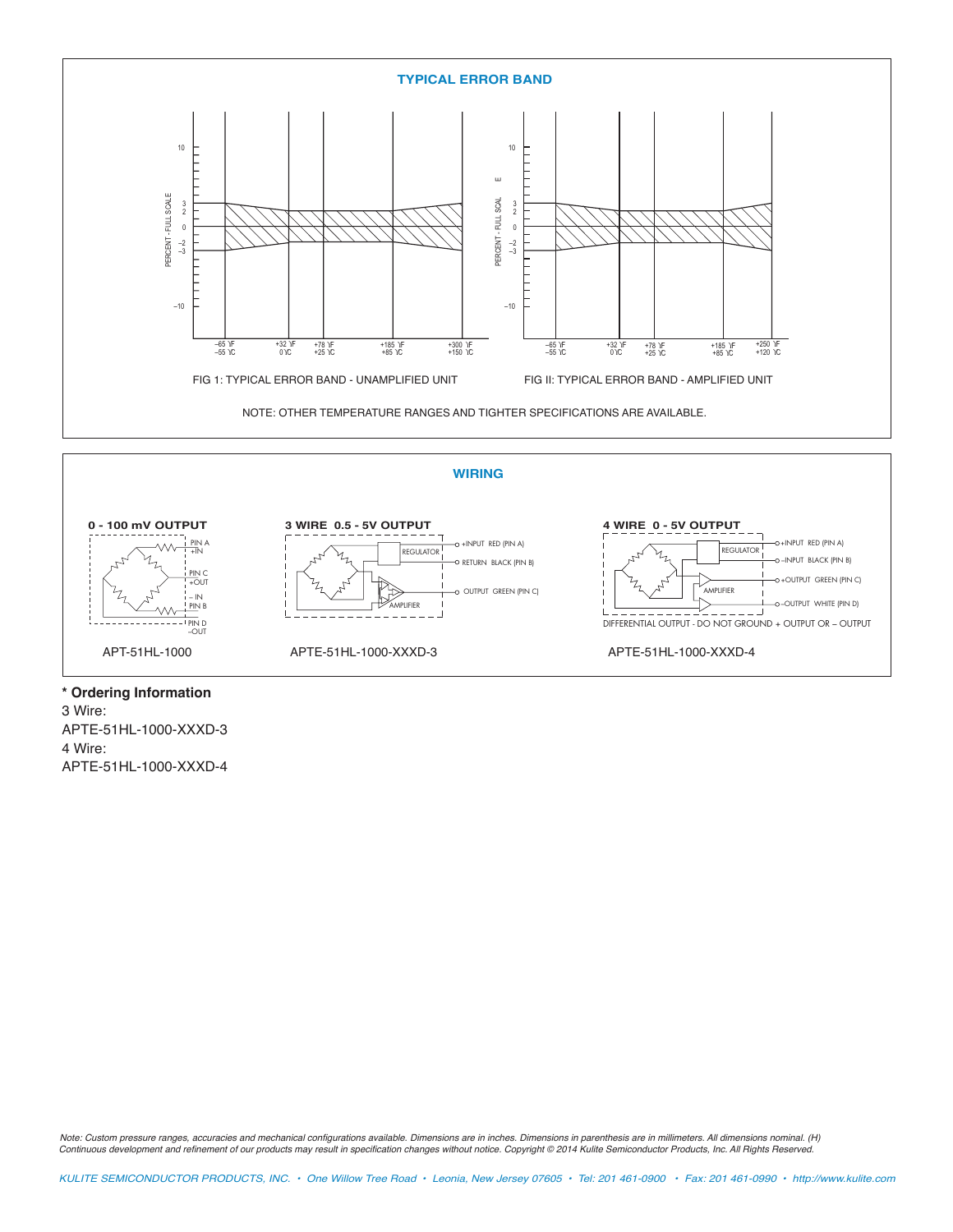## TYPICAL ERROR BAND

PERCENT - FULL SCALE

10
3
2
0
–2
–3
–10

–65 °F / –55 °C
+32 °F / 0 °C
+78 °F / +25 °C
+185 °F / +85 °C
+300 °F / +150 °C

FIG 1: TYPICAL ERROR BAND - UNAMPLIFIED UNIT

PERCENT - FULL SCALE

10
3
2
0
–2
–3
–10

–65 °F / –55 °C
+32 °F / 0 °C
+78 °F / +25 °C
+185 °F / +85 °C
+250 °F / +120 °C

FIG II: TYPICAL ERROR BAND - AMPLIFIED UNIT

NOTE: OTHER TEMPERATURE RANGES AND TIGHTER SPECIFICATIONS ARE AVAILABLE.

## WIRING

**0 - 100 mV OUTPUT**

PIN A +IN
PIN C +OUT
– IN PIN B
PIN D –OUT

APT-51HL-1000

**3 WIRE 0.5 - 5V OUTPUT**

REGULATOR
AMPLIFIER
+INPUT RED (PIN A)
RETURN BLACK (PIN B)
OUTPUT GREEN (PIN C)

APTE-51HL-1000-XXXD-3

**4 WIRE 0 - 5V OUTPUT**

REGULATOR
AMPLIFIER
+INPUT RED (PIN A)
–INPUT BLACK (PIN B)
+OUTPUT GREEN (PIN C)
–OUTPUT WHITE (PIN D)

DIFFERENTIAL OUTPUT - DO NOT GROUND + OUTPUT OR – OUTPUT

APTE-51HL-1000-XXXD-4

**\* Ordering Information**

3 Wire:
APTE-51HL-1000-XXXD-3
4 Wire:
APTE-51HL-1000-XXXD-4

*Note: Custom pressure ranges, accuracies and mechanical configurations available. Dimensions are in inches. Dimensions in parenthesis are in millimeters. All dimensions nominal. (H) Continuous development and refinement of our products may result in specification changes without notice. Copyright © 2014 Kulite Semiconductor Products, Inc. All Rights Reserved.*

*KULITE SEMICONDUCTOR PRODUCTS, INC. • One Willow Tree Road • Leonia, New Jersey 07605 • Tel: 201 461-0900 • Fax: 201 461-0990 • http://www.kulite.com*